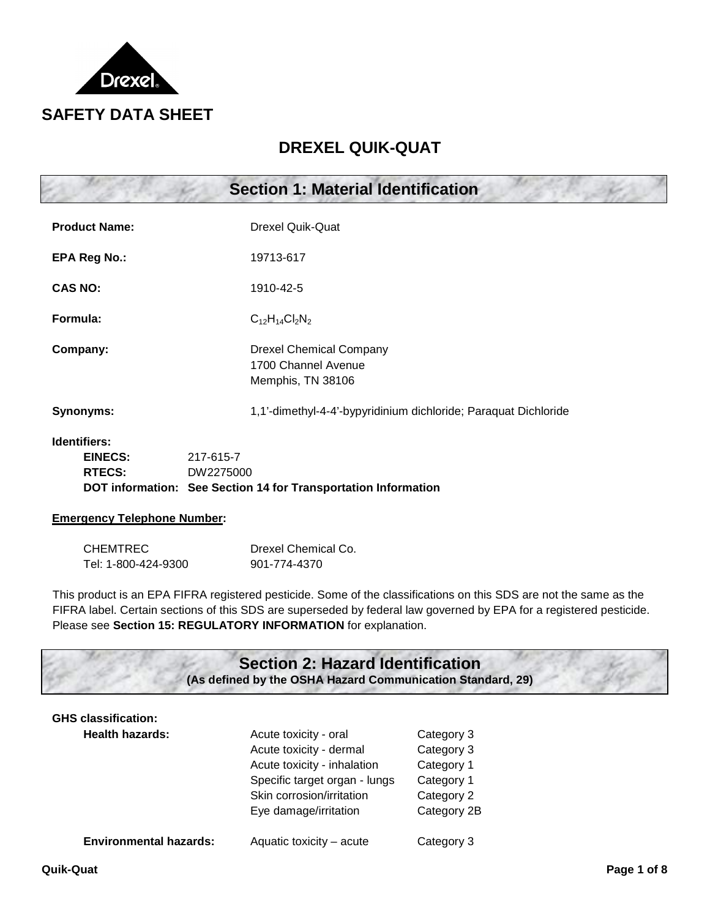# SAFETY DATA SHEET

## DREXEL QUIK-QUAT

## Section 1: Material Identification

**Product Name:** Drexel Quik-Quat

**EPA Reg No.:** 19713-617

**CAS NO:** 1910-42-5

**Formula:** $C_{12}H_{14}Cl_2N_2$

**Company:** Drexel Chemical Company
1700 Channel Avenue
Memphis, TN 38106

**Synonyms:** 1,1'-dimethyl-4-4'-bypyridinium dichloride; Paraquat Dichloride

**Identifiers:**

**EINECS:** 217-615-7
**RTECS:** DW2275000
**DOT information: See Section 14 for Transportation Information**

**Emergency Telephone Number:**

| CHEMTREC | Drexel Chemical Co. |
|---|---|
| Tel: 1-800-424-9300 | 901-774-4370 |

This product is an EPA FIFRA registered pesticide. Some of the classifications on this SDS are not the same as the FIFRA label. Certain sections of this SDS are superseded by federal law governed by EPA for a registered pesticide. Please see **Section 15: REGULATORY INFORMATION** for explanation.

## Section 2: Hazard Identification

**(As defined by the OSHA Hazard Communication Standard, 29)**

**GHS classification:**

| | | |
|---|---|---|
| **Health hazards:** | Acute toxicity - oral | Category 3 |
| | Acute toxicity - dermal | Category 3 |
| | Acute toxicity - inhalation | Category 1 |
| | Specific target organ - lungs | Category 1 |
| | Skin corrosion/irritation | Category 2 |
| | Eye damage/irritation | Category 2B |
| **Environmental hazards:** | Aquatic toxicity – acute | Category 3 |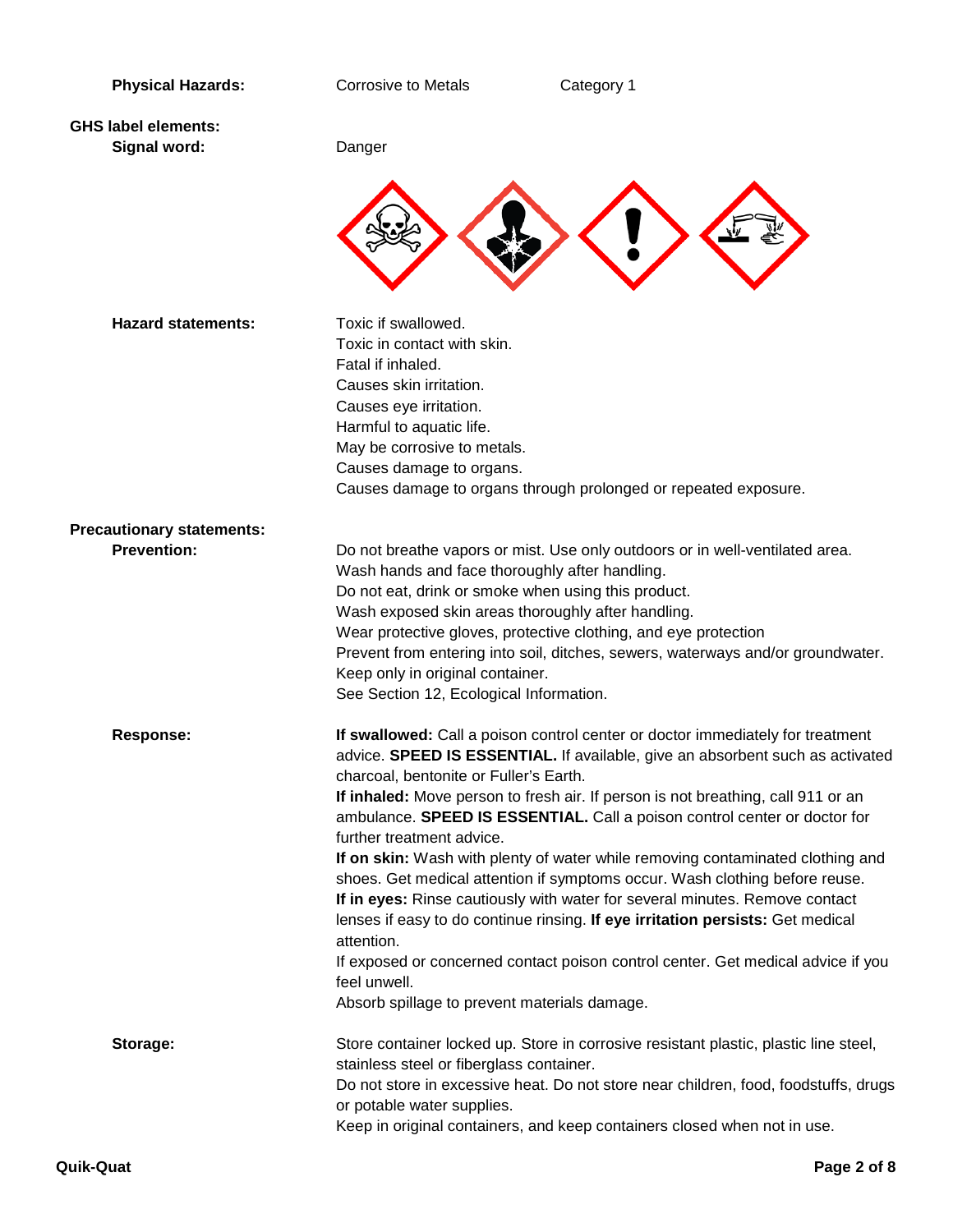**Physical Hazards:** Corrosive to Metals Category 1

**GHS label elements:**

**Signal word:** Danger

**Hazard statements:**

Toxic if swallowed.
Toxic in contact with skin.
Fatal if inhaled.
Causes skin irritation.
Causes eye irritation.
Harmful to aquatic life.
May be corrosive to metals.
Causes damage to organs.
Causes damage to organs through prolonged or repeated exposure.

**Precautionary statements:**

**Prevention:**

Do not breathe vapors or mist. Use only outdoors or in well-ventilated area.
Wash hands and face thoroughly after handling.
Do not eat, drink or smoke when using this product.
Wash exposed skin areas thoroughly after handling.
Wear protective gloves, protective clothing, and eye protection
Prevent from entering into soil, ditches, sewers, waterways and/or groundwater.
Keep only in original container.
See Section 12, Ecological Information.

**Response:**

**If swallowed:** Call a poison control center or doctor immediately for treatment advice. **SPEED IS ESSENTIAL.** If available, give an absorbent such as activated charcoal, bentonite or Fuller's Earth.
**If inhaled:** Move person to fresh air. If person is not breathing, call 911 or an ambulance. **SPEED IS ESSENTIAL.** Call a poison control center or doctor for further treatment advice.
**If on skin:** Wash with plenty of water while removing contaminated clothing and shoes. Get medical attention if symptoms occur. Wash clothing before reuse.
**If in eyes:** Rinse cautiously with water for several minutes. Remove contact lenses if easy to do continue rinsing. **If eye irritation persists:** Get medical attention.
If exposed or concerned contact poison control center. Get medical advice if you feel unwell.
Absorb spillage to prevent materials damage.

**Storage:**

Store container locked up. Store in corrosive resistant plastic, plastic line steel, stainless steel or fiberglass container.
Do not store in excessive heat. Do not store near children, food, foodstuffs, drugs or potable water supplies.
Keep in original containers, and keep containers closed when not in use.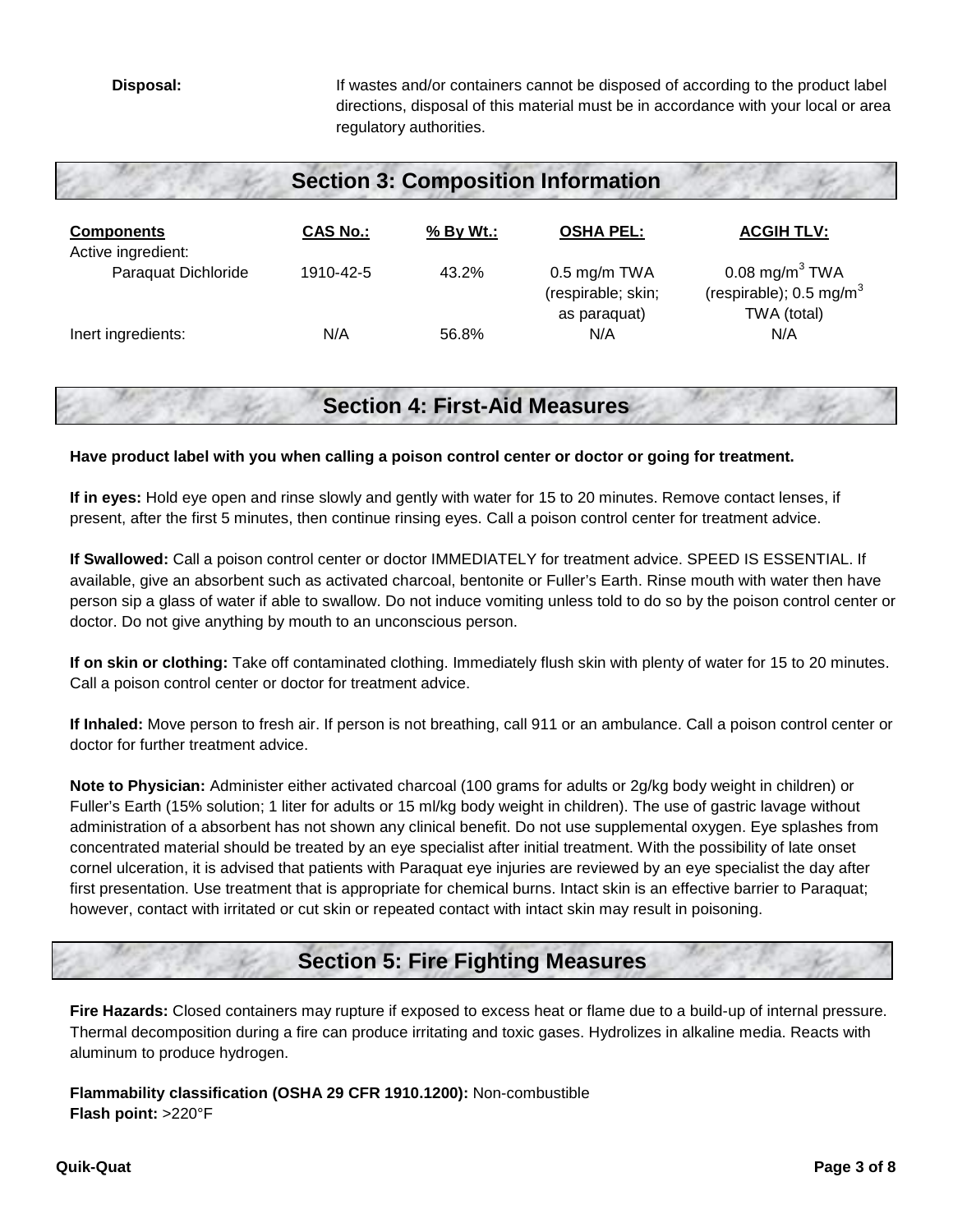**Disposal:** If wastes and/or containers cannot be disposed of according to the product label directions, disposal of this material must be in accordance with your local or area regulatory authorities.

## Section 3: Composition Information

| Components | CAS No.: | % By Wt.: | OSHA PEL: | ACGIH TLV: |
|---|---|---|---|---|
| Active ingredient: | | | | |
| Paraquat Dichloride | 1910-42-5 | 43.2% | 0.5 mg/m TWA (respirable; skin; as paraquat) | 0.08 mg/m$^3$ TWA (respirable); 0.5 mg/m$^3$ TWA (total) |
| Inert ingredients: | N/A | 56.8% | N/A | N/A |

## Section 4: First-Aid Measures

**Have product label with you when calling a poison control center or doctor or going for treatment.**

**If in eyes:** Hold eye open and rinse slowly and gently with water for 15 to 20 minutes. Remove contact lenses, if present, after the first 5 minutes, then continue rinsing eyes. Call a poison control center for treatment advice.

**If Swallowed:** Call a poison control center or doctor IMMEDIATELY for treatment advice. SPEED IS ESSENTIAL. If available, give an absorbent such as activated charcoal, bentonite or Fuller's Earth. Rinse mouth with water then have person sip a glass of water if able to swallow. Do not induce vomiting unless told to do so by the poison control center or doctor. Do not give anything by mouth to an unconscious person.

**If on skin or clothing:** Take off contaminated clothing. Immediately flush skin with plenty of water for 15 to 20 minutes. Call a poison control center or doctor for treatment advice.

**If Inhaled:** Move person to fresh air. If person is not breathing, call 911 or an ambulance. Call a poison control center or doctor for further treatment advice.

**Note to Physician:** Administer either activated charcoal (100 grams for adults or 2g/kg body weight in children) or Fuller's Earth (15% solution; 1 liter for adults or 15 ml/kg body weight in children). The use of gastric lavage without administration of a absorbent has not shown any clinical benefit. Do not use supplemental oxygen. Eye splashes from concentrated material should be treated by an eye specialist after initial treatment. With the possibility of late onset cornel ulceration, it is advised that patients with Paraquat eye injuries are reviewed by an eye specialist the day after first presentation. Use treatment that is appropriate for chemical burns. Intact skin is an effective barrier to Paraquat; however, contact with irritated or cut skin or repeated contact with intact skin may result in poisoning.

## Section 5: Fire Fighting Measures

**Fire Hazards:** Closed containers may rupture if exposed to excess heat or flame due to a build-up of internal pressure. Thermal decomposition during a fire can produce irritating and toxic gases. Hydrolizes in alkaline media. Reacts with aluminum to produce hydrogen.

**Flammability classification (OSHA 29 CFR 1910.1200):** Non-combustible
**Flash point:** >220°F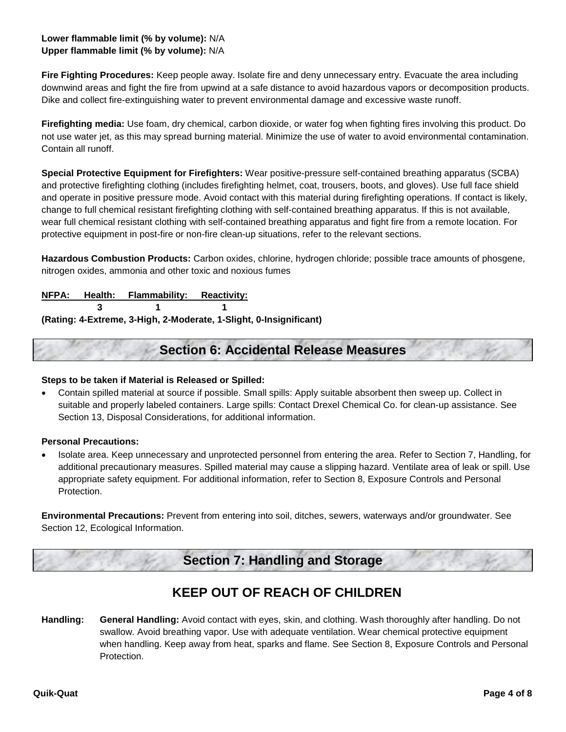**Lower flammable limit (% by volume):** N/A
**Upper flammable limit (% by volume):** N/A

**Fire Fighting Procedures:** Keep people away. Isolate fire and deny unnecessary entry. Evacuate the area including downwind areas and fight the fire from upwind at a safe distance to avoid hazardous vapors or decomposition products. Dike and collect fire-extinguishing water to prevent environmental damage and excessive waste runoff.

**Firefighting media:** Use foam, dry chemical, carbon dioxide, or water fog when fighting fires involving this product. Do not use water jet, as this may spread burning material. Minimize the use of water to avoid environmental contamination. Contain all runoff.

**Special Protective Equipment for Firefighters:** Wear positive-pressure self-contained breathing apparatus (SCBA) and protective firefighting clothing (includes firefighting helmet, coat, trousers, boots, and gloves). Use full face shield and operate in positive pressure mode. Avoid contact with this material during firefighting operations. If contact is likely, change to full chemical resistant firefighting clothing with self-contained breathing apparatus. If this is not available, wear full chemical resistant clothing with self-contained breathing apparatus and fight fire from a remote location. For protective equipment in post-fire or non-fire clean-up situations, refer to the relevant sections.

**Hazardous Combustion Products:** Carbon oxides, chlorine, hydrogen chloride; possible trace amounts of phosgene, nitrogen oxides, ammonia and other toxic and noxious fumes

| NFPA: | Health: | Flammability: | Reactivity: |
|---|---|---|---|
| | 3 | 1 | 1 |

**(Rating: 4-Extreme, 3-High, 2-Moderate, 1-Slight, 0-Insignificant)**

## Section 6: Accidental Release Measures

**Steps to be taken if Material is Released or Spilled:**

- Contain spilled material at source if possible. Small spills: Apply suitable absorbent then sweep up. Collect in suitable and properly labeled containers. Large spills: Contact Drexel Chemical Co. for clean-up assistance. See Section 13, Disposal Considerations, for additional information.

**Personal Precautions:**

- Isolate area. Keep unnecessary and unprotected personnel from entering the area. Refer to Section 7, Handling, for additional precautionary measures. Spilled material may cause a slipping hazard. Ventilate area of leak or spill. Use appropriate safety equipment. For additional information, refer to Section 8, Exposure Controls and Personal Protection.

**Environmental Precautions:** Prevent from entering into soil, ditches, sewers, waterways and/or groundwater. See Section 12, Ecological Information.

## Section 7: Handling and Storage

### KEEP OUT OF REACH OF CHILDREN

**Handling:** **General Handling:** Avoid contact with eyes, skin, and clothing. Wash thoroughly after handling. Do not swallow. Avoid breathing vapor. Use with adequate ventilation. Wear chemical protective equipment when handling. Keep away from heat, sparks and flame. See Section 8, Exposure Controls and Personal Protection.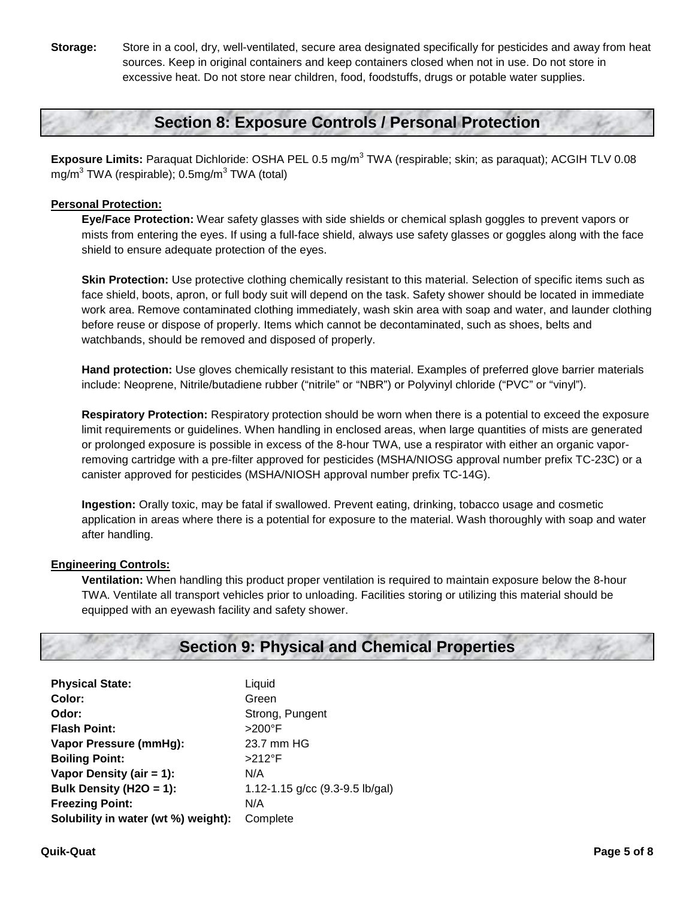**Storage:** Store in a cool, dry, well-ventilated, secure area designated specifically for pesticides and away from heat sources. Keep in original containers and keep containers closed when not in use. Do not store in excessive heat. Do not store near children, food, foodstuffs, drugs or potable water supplies.

## Section 8: Exposure Controls / Personal Protection

**Exposure Limits:** Paraquat Dichloride: OSHA PEL 0.5 mg/m$^3$ TWA (respirable; skin; as paraquat); ACGIH TLV 0.08 mg/m$^3$ TWA (respirable); 0.5mg/m$^3$ TWA (total)

**Personal Protection:**

**Eye/Face Protection:** Wear safety glasses with side shields or chemical splash goggles to prevent vapors or mists from entering the eyes. If using a full-face shield, always use safety glasses or goggles along with the face shield to ensure adequate protection of the eyes.

**Skin Protection:** Use protective clothing chemically resistant to this material. Selection of specific items such as face shield, boots, apron, or full body suit will depend on the task. Safety shower should be located in immediate work area. Remove contaminated clothing immediately, wash skin area with soap and water, and launder clothing before reuse or dispose of properly. Items which cannot be decontaminated, such as shoes, belts and watchbands, should be removed and disposed of properly.

**Hand protection:** Use gloves chemically resistant to this material. Examples of preferred glove barrier materials include: Neoprene, Nitrile/butadiene rubber ("nitrile" or "NBR") or Polyvinyl chloride ("PVC" or "vinyl").

**Respiratory Protection:** Respiratory protection should be worn when there is a potential to exceed the exposure limit requirements or guidelines. When handling in enclosed areas, when large quantities of mists are generated or prolonged exposure is possible in excess of the 8-hour TWA, use a respirator with either an organic vapor-removing cartridge with a pre-filter approved for pesticides (MSHA/NIOSG approval number prefix TC-23C) or a canister approved for pesticides (MSHA/NIOSH approval number prefix TC-14G).

**Ingestion:** Orally toxic, may be fatal if swallowed. Prevent eating, drinking, tobacco usage and cosmetic application in areas where there is a potential for exposure to the material. Wash thoroughly with soap and water after handling.

**Engineering Controls:**

**Ventilation:** When handling this product proper ventilation is required to maintain exposure below the 8-hour TWA. Ventilate all transport vehicles prior to unloading. Facilities storing or utilizing this material should be equipped with an eyewash facility and safety shower.

## Section 9: Physical and Chemical Properties

| | |
|---|---|
| **Physical State:** | Liquid |
| **Color:** | Green |
| **Odor:** | Strong, Pungent |
| **Flash Point:** | >200°F |
| **Vapor Pressure (mmHg):** | 23.7 mm HG |
| **Boiling Point:** | >212°F |
| **Vapor Density (air = 1):** | N/A |
| **Bulk Density (H2O = 1):** | 1.12-1.15 g/cc (9.3-9.5 lb/gal) |
| **Freezing Point:** | N/A |
| **Solubility in water (wt %) weight):** | Complete |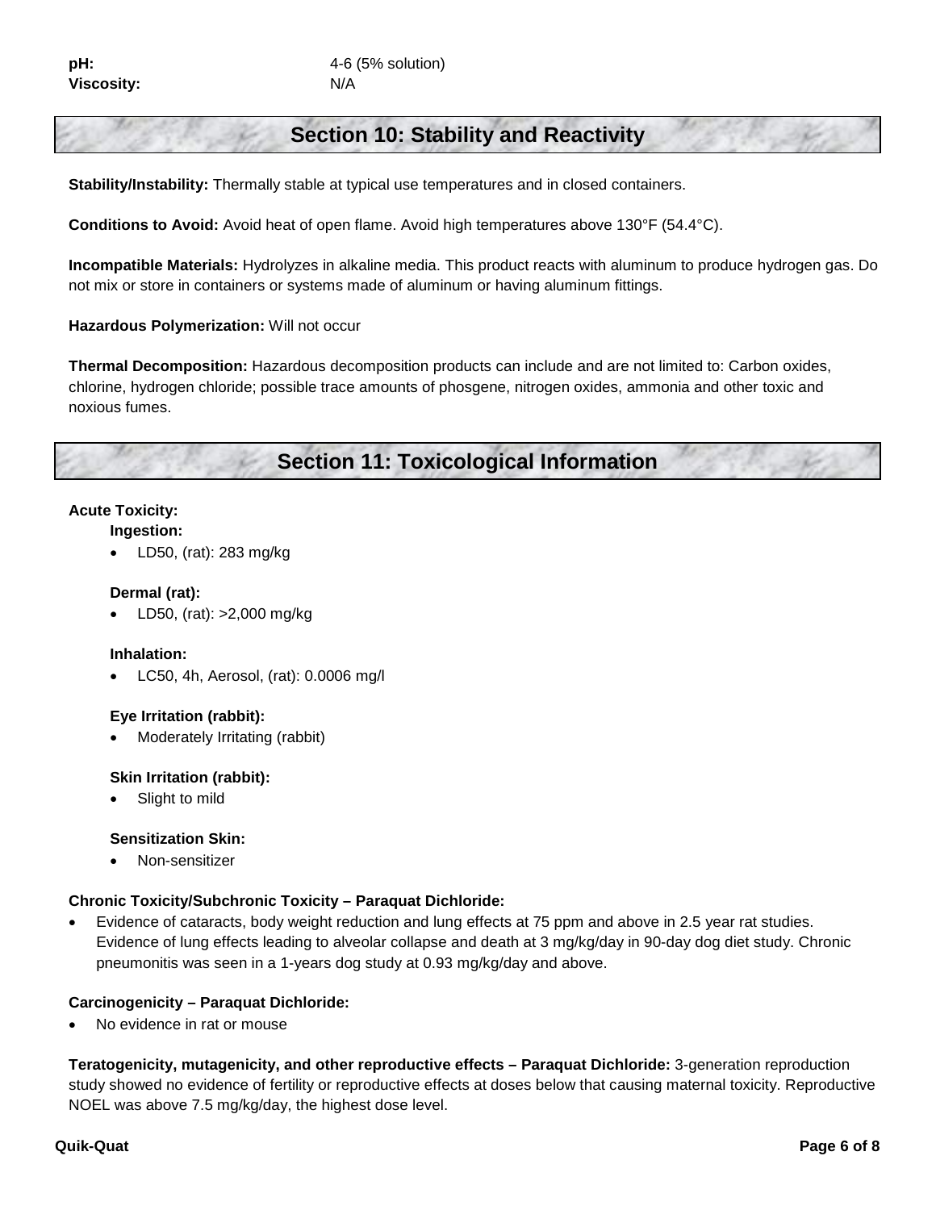**pH:** 4-6 (5% solution)
**Viscosity:** N/A

## Section 10: Stability and Reactivity

**Stability/Instability:** Thermally stable at typical use temperatures and in closed containers.

**Conditions to Avoid:** Avoid heat of open flame. Avoid high temperatures above 130°F (54.4°C).

**Incompatible Materials:** Hydrolyzes in alkaline media. This product reacts with aluminum to produce hydrogen gas. Do not mix or store in containers or systems made of aluminum or having aluminum fittings.

**Hazardous Polymerization:** Will not occur

**Thermal Decomposition:** Hazardous decomposition products can include and are not limited to: Carbon oxides, chlorine, hydrogen chloride; possible trace amounts of phosgene, nitrogen oxides, ammonia and other toxic and noxious fumes.

## Section 11: Toxicological Information

**Acute Toxicity:**

**Ingestion:**
- LD50, (rat): 283 mg/kg

**Dermal (rat):**
- LD50, (rat): >2,000 mg/kg

**Inhalation:**
- LC50, 4h, Aerosol, (rat): 0.0006 mg/l

**Eye Irritation (rabbit):**
- Moderately Irritating (rabbit)

**Skin Irritation (rabbit):**
- Slight to mild

**Sensitization Skin:**
- Non-sensitizer

**Chronic Toxicity/Subchronic Toxicity – Paraquat Dichloride:**
- Evidence of cataracts, body weight reduction and lung effects at 75 ppm and above in 2.5 year rat studies. Evidence of lung effects leading to alveolar collapse and death at 3 mg/kg/day in 90-day dog diet study. Chronic pneumonitis was seen in a 1-years dog study at 0.93 mg/kg/day and above.

**Carcinogenicity – Paraquat Dichloride:**
- No evidence in rat or mouse

**Teratogenicity, mutagenicity, and other reproductive effects – Paraquat Dichloride:** 3-generation reproduction study showed no evidence of fertility or reproductive effects at doses below that causing maternal toxicity. Reproductive NOEL was above 7.5 mg/kg/day, the highest dose level.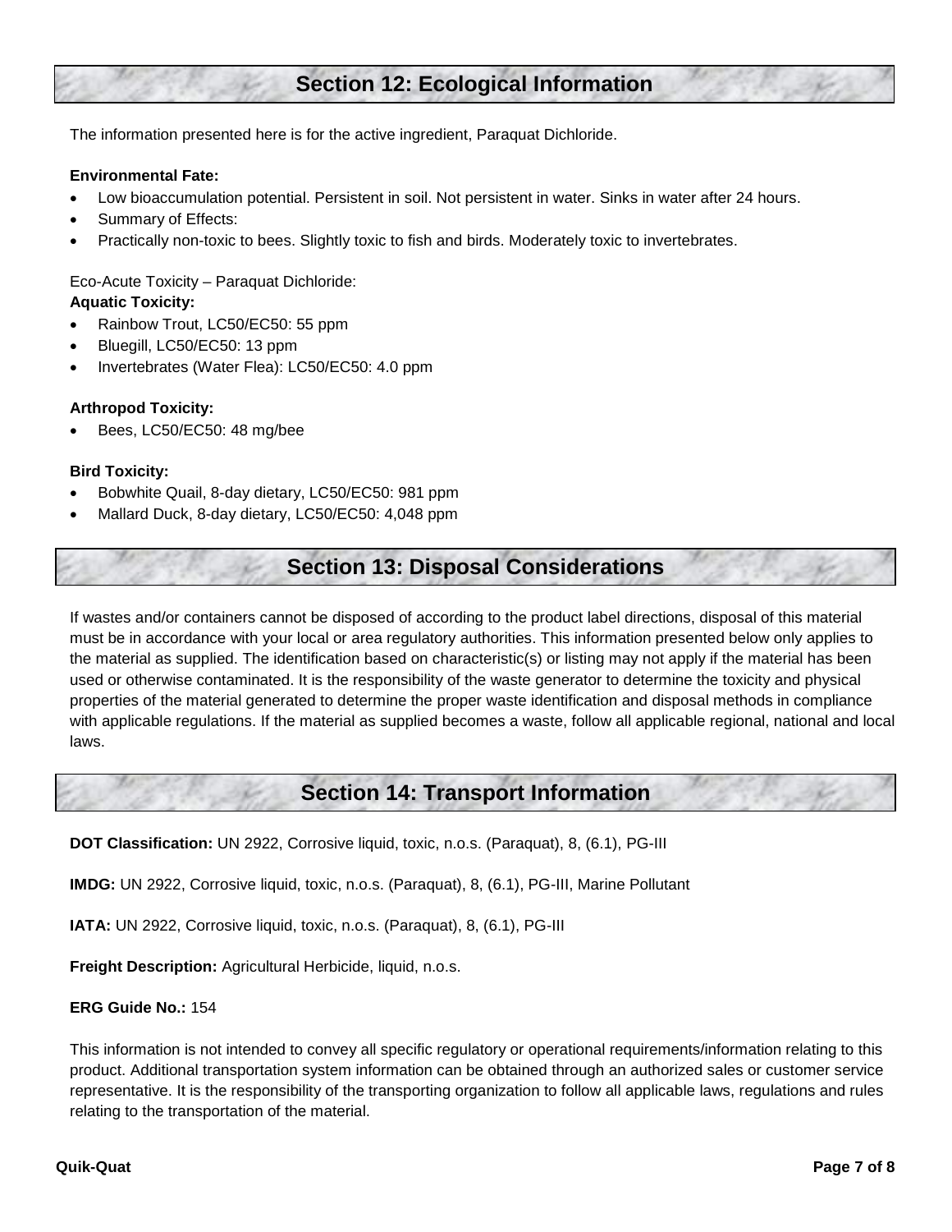## Section 12: Ecological Information

The information presented here is for the active ingredient, Paraquat Dichloride.

**Environmental Fate:**

- Low bioaccumulation potential. Persistent in soil. Not persistent in water. Sinks in water after 24 hours.
- Summary of Effects:
- Practically non-toxic to bees. Slightly toxic to fish and birds. Moderately toxic to invertebrates.

Eco-Acute Toxicity – Paraquat Dichloride:

**Aquatic Toxicity:**

- Rainbow Trout, LC50/EC50: 55 ppm
- Bluegill, LC50/EC50: 13 ppm
- Invertebrates (Water Flea): LC50/EC50: 4.0 ppm

**Arthropod Toxicity:**

- Bees, LC50/EC50: 48 mg/bee

**Bird Toxicity:**

- Bobwhite Quail, 8-day dietary, LC50/EC50: 981 ppm
- Mallard Duck, 8-day dietary, LC50/EC50: 4,048 ppm

## Section 13: Disposal Considerations

If wastes and/or containers cannot be disposed of according to the product label directions, disposal of this material must be in accordance with your local or area regulatory authorities. This information presented below only applies to the material as supplied. The identification based on characteristic(s) or listing may not apply if the material has been used or otherwise contaminated. It is the responsibility of the waste generator to determine the toxicity and physical properties of the material generated to determine the proper waste identification and disposal methods in compliance with applicable regulations. If the material as supplied becomes a waste, follow all applicable regional, national and local laws.

## Section 14: Transport Information

**DOT Classification:** UN 2922, Corrosive liquid, toxic, n.o.s. (Paraquat), 8, (6.1), PG-III

**IMDG:** UN 2922, Corrosive liquid, toxic, n.o.s. (Paraquat), 8, (6.1), PG-III, Marine Pollutant

**IATA:** UN 2922, Corrosive liquid, toxic, n.o.s. (Paraquat), 8, (6.1), PG-III

**Freight Description:** Agricultural Herbicide, liquid, n.o.s.

**ERG Guide No.:** 154

This information is not intended to convey all specific regulatory or operational requirements/information relating to this product. Additional transportation system information can be obtained through an authorized sales or customer service representative. It is the responsibility of the transporting organization to follow all applicable laws, regulations and rules relating to the transportation of the material.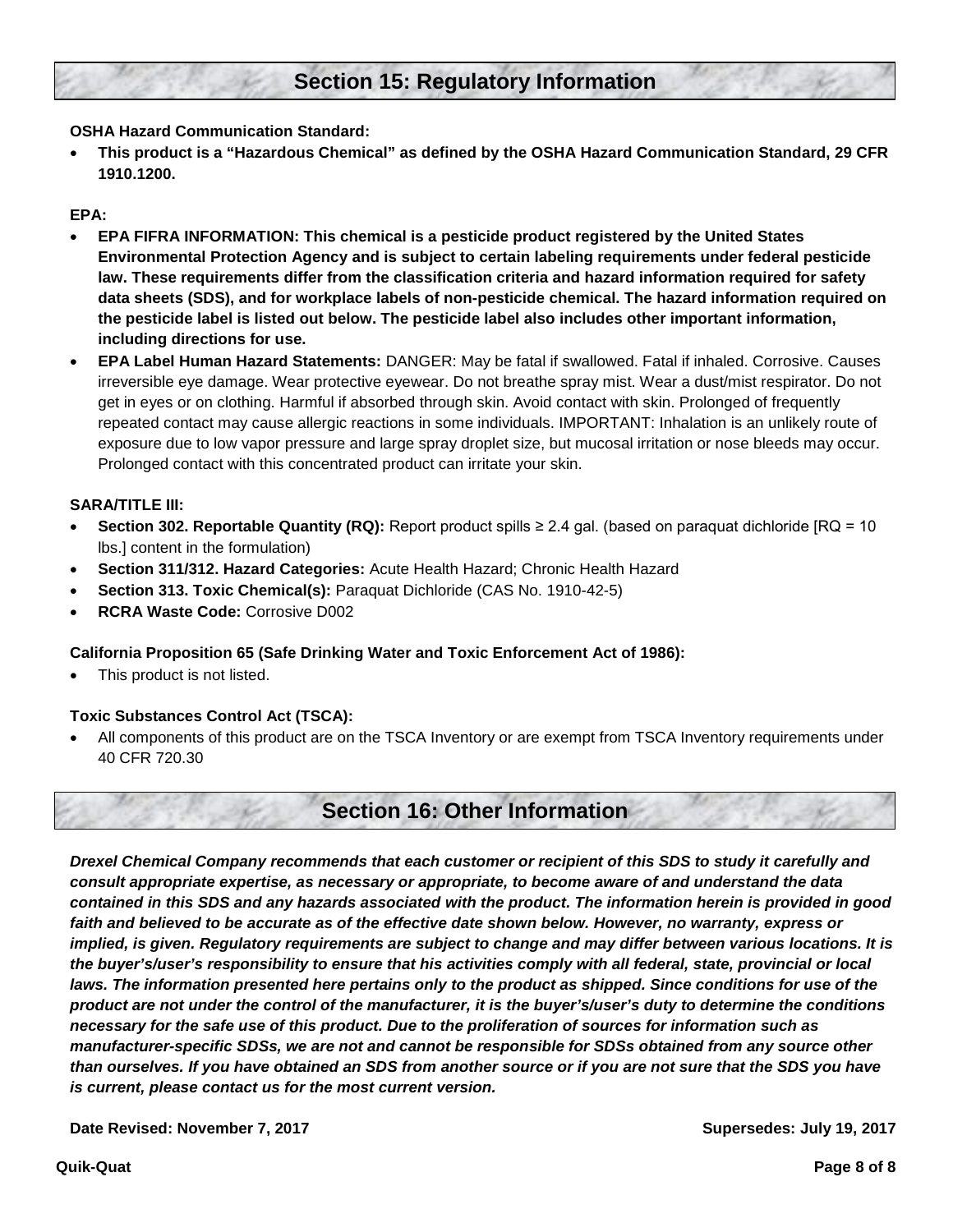## Section 15: Regulatory Information

**OSHA Hazard Communication Standard:**

- **This product is a "Hazardous Chemical" as defined by the OSHA Hazard Communication Standard, 29 CFR 1910.1200.**

**EPA:**

- **EPA FIFRA INFORMATION: This chemical is a pesticide product registered by the United States Environmental Protection Agency and is subject to certain labeling requirements under federal pesticide law. These requirements differ from the classification criteria and hazard information required for safety data sheets (SDS), and for workplace labels of non-pesticide chemical. The hazard information required on the pesticide label is listed out below. The pesticide label also includes other important information, including directions for use.**
- **EPA Label Human Hazard Statements:** DANGER: May be fatal if swallowed. Fatal if inhaled. Corrosive. Causes irreversible eye damage. Wear protective eyewear. Do not breathe spray mist. Wear a dust/mist respirator. Do not get in eyes or on clothing. Harmful if absorbed through skin. Avoid contact with skin. Prolonged of frequently repeated contact may cause allergic reactions in some individuals. IMPORTANT: Inhalation is an unlikely route of exposure due to low vapor pressure and large spray droplet size, but mucosal irritation or nose bleeds may occur. Prolonged contact with this concentrated product can irritate your skin.

**SARA/TITLE III:**

- **Section 302. Reportable Quantity (RQ):** Report product spills ≥ 2.4 gal. (based on paraquat dichloride [RQ = 10 lbs.] content in the formulation)
- **Section 311/312. Hazard Categories:** Acute Health Hazard; Chronic Health Hazard
- **Section 313. Toxic Chemical(s):** Paraquat Dichloride (CAS No. 1910-42-5)
- **RCRA Waste Code:** Corrosive D002

**California Proposition 65 (Safe Drinking Water and Toxic Enforcement Act of 1986):**

- This product is not listed.

**Toxic Substances Control Act (TSCA):**

- All components of this product are on the TSCA Inventory or are exempt from TSCA Inventory requirements under 40 CFR 720.30

## Section 16: Other Information

***Drexel Chemical Company recommends that each customer or recipient of this SDS to study it carefully and consult appropriate expertise, as necessary or appropriate, to become aware of and understand the data contained in this SDS and any hazards associated with the product. The information herein is provided in good faith and believed to be accurate as of the effective date shown below. However, no warranty, express or implied, is given. Regulatory requirements are subject to change and may differ between various locations. It is the buyer's/user's responsibility to ensure that his activities comply with all federal, state, provincial or local laws. The information presented here pertains only to the product as shipped. Since conditions for use of the product are not under the control of the manufacturer, it is the buyer's/user's duty to determine the conditions necessary for the safe use of this product. Due to the proliferation of sources for information such as manufacturer-specific SDSs, we are not and cannot be responsible for SDSs obtained from any source other than ourselves. If you have obtained an SDS from another source or if you are not sure that the SDS you have is current, please contact us for the most current version.***

**Date Revised: November 7, 2017** **Supersedes: July 19, 2017**